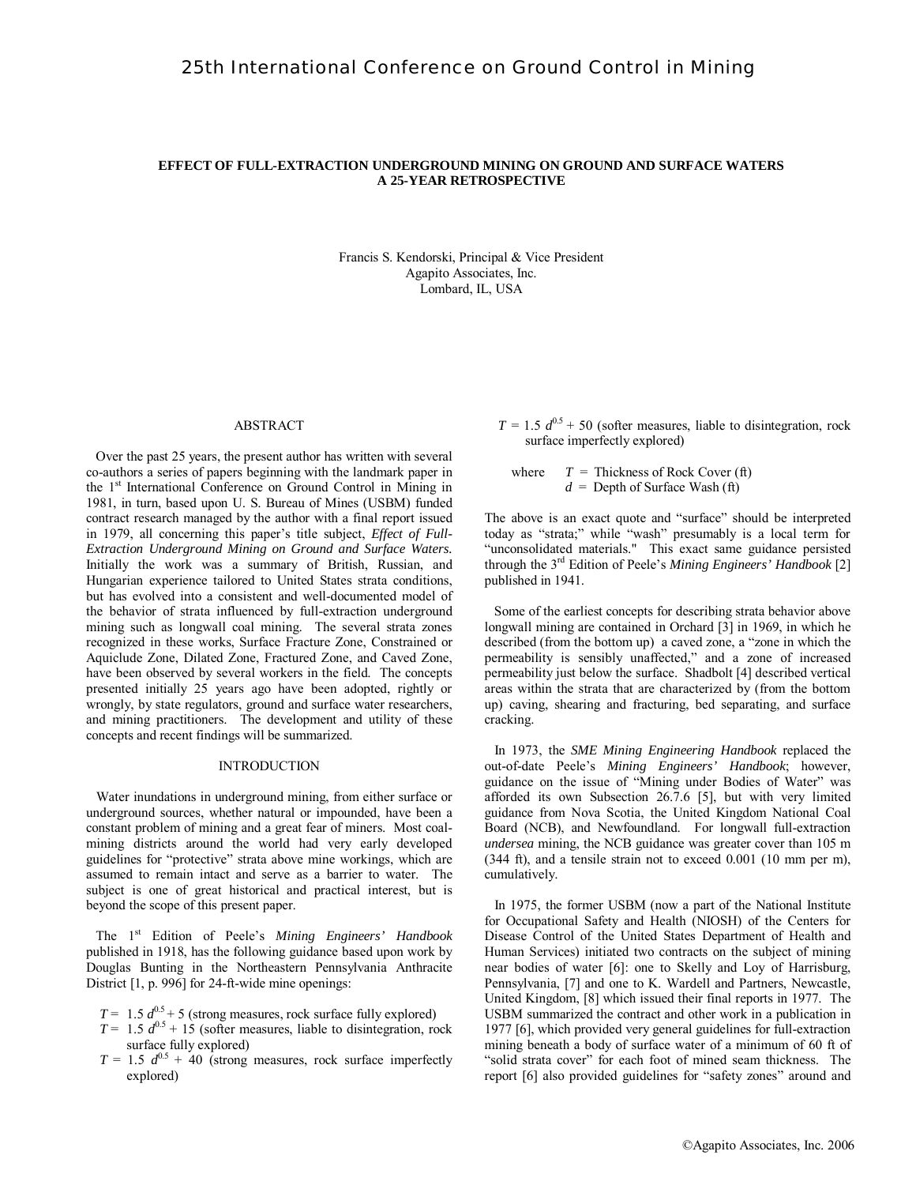# EFFECT OF FULL-EXTRACTION UNDERGROUND MINING ON GROUND AND SURFACE WATERS A 25-YEAR RETROSPECTIVE

Francis S. Kendorski, Principal & Vice President
Agapito Associates, Inc.
Lombard, IL, USA

## ABSTRACT

Over the past 25 years, the present author has written with several co-authors a series of papers beginning with the landmark paper in the 1st International Conference on Ground Control in Mining in 1981, in turn, based upon U. S. Bureau of Mines (USBM) funded contract research managed by the author with a final report issued in 1979, all concerning this paper's title subject, *Effect of Full-Extraction Underground Mining on Ground and Surface Waters.* Initially the work was a summary of British, Russian, and Hungarian experience tailored to United States strata conditions, but has evolved into a consistent and well-documented model of the behavior of strata influenced by full-extraction underground mining such as longwall coal mining. The several strata zones recognized in these works, Surface Fracture Zone, Constrained or Aquiclude Zone, Dilated Zone, Fractured Zone, and Caved Zone, have been observed by several workers in the field. The concepts presented initially 25 years ago have been adopted, rightly or wrongly, by state regulators, ground and surface water researchers, and mining practitioners. The development and utility of these concepts and recent findings will be summarized.

## INTRODUCTION

Water inundations in underground mining, from either surface or underground sources, whether natural or impounded, have been a constant problem of mining and a great fear of miners. Most coal-mining districts around the world had very early developed guidelines for "protective" strata above mine workings, which are assumed to remain intact and serve as a barrier to water. The subject is one of great historical and practical interest, but is beyond the scope of this present paper.

The 1st Edition of Peele's *Mining Engineers' Handbook* published in 1918, has the following guidance based upon work by Douglas Bunting in the Northeastern Pennsylvania Anthracite District [1, p. 996] for 24-ft-wide mine openings:

- $T = 1.5\ d^{0.5} + 5$ (strong measures, rock surface fully explored)
- $T = 1.5\ d^{0.5} + 15$ (softer measures, liable to disintegration, rock surface fully explored)
- $T = 1.5\ d^{0.5} + 40$ (strong measures, rock surface imperfectly explored)
- $T = 1.5\ d^{0.5} + 50$ (softer measures, liable to disintegration, rock surface imperfectly explored)

where $T$ = Thickness of Rock Cover (ft)
$d$ = Depth of Surface Wash (ft)

The above is an exact quote and "surface" should be interpreted today as "strata;" while "wash" presumably is a local term for "unconsolidated materials." This exact same guidance persisted through the 3rd Edition of Peele's *Mining Engineers' Handbook* [2] published in 1941.

Some of the earliest concepts for describing strata behavior above longwall mining are contained in Orchard [3] in 1969, in which he described (from the bottom up) a caved zone, a "zone in which the permeability is sensibly unaffected," and a zone of increased permeability just below the surface. Shadbolt [4] described vertical areas within the strata that are characterized by (from the bottom up) caving, shearing and fracturing, bed separating, and surface cracking.

In 1973, the *SME Mining Engineering Handbook* replaced the out-of-date Peele's *Mining Engineers' Handbook*; however, guidance on the issue of "Mining under Bodies of Water" was afforded its own Subsection 26.7.6 [5], but with very limited guidance from Nova Scotia, the United Kingdom National Coal Board (NCB), and Newfoundland. For longwall full-extraction *undersea* mining, the NCB guidance was greater cover than 105 m (344 ft), and a tensile strain not to exceed 0.001 (10 mm per m), cumulatively.

In 1975, the former USBM (now a part of the National Institute for Occupational Safety and Health (NIOSH) of the Centers for Disease Control of the United States Department of Health and Human Services) initiated two contracts on the subject of mining near bodies of water [6]: one to Skelly and Loy of Harrisburg, Pennsylvania, [7] and one to K. Wardell and Partners, Newcastle, United Kingdom, [8] which issued their final reports in 1977. The USBM summarized the contract and other work in a publication in 1977 [6], which provided very general guidelines for full-extraction mining beneath a body of surface water of a minimum of 60 ft of "solid strata cover" for each foot of mined seam thickness. The report [6] also provided guidelines for "safety zones" around and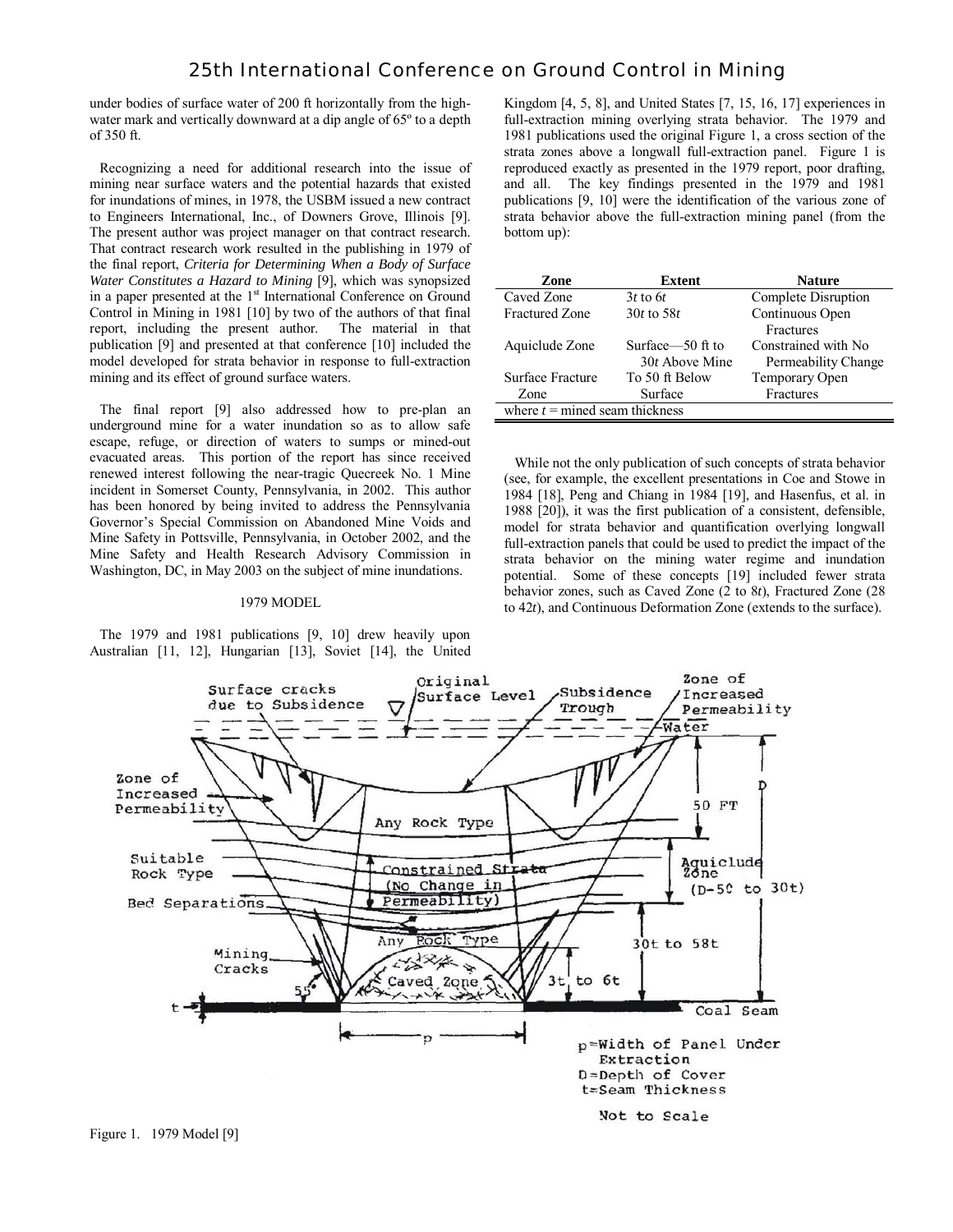under bodies of surface water of 200 ft horizontally from the high-water mark and vertically downward at a dip angle of 65º to a depth of 350 ft.

Recognizing a need for additional research into the issue of mining near surface waters and the potential hazards that existed for inundations of mines, in 1978, the USBM issued a new contract to Engineers International, Inc., of Downers Grove, Illinois [9]. The present author was project manager on that contract research. That contract research work resulted in the publishing in 1979 of the final report, *Criteria for Determining When a Body of Surface Water Constitutes a Hazard to Mining* [9], which was synopsized in a paper presented at the 1st International Conference on Ground Control in Mining in 1981 [10] by two of the authors of that final report, including the present author. The material in that publication [9] and presented at that conference [10] included the model developed for strata behavior in response to full-extraction mining and its effect of ground surface waters.

The final report [9] also addressed how to pre-plan an underground mine for a water inundation so as to allow safe escape, refuge, or direction of waters to sumps or mined-out evacuated areas. This portion of the report has since received renewed interest following the near-tragic Quecreek No. 1 Mine incident in Somerset County, Pennsylvania, in 2002. This author has been honored by being invited to address the Pennsylvania Governor's Special Commission on Abandoned Mine Voids and Mine Safety in Pottsville, Pennsylvania, in October 2002, and the Mine Safety and Health Research Advisory Commission in Washington, DC, in May 2003 on the subject of mine inundations.

## 1979 MODEL

The 1979 and 1981 publications [9, 10] drew heavily upon Australian [11, 12], Hungarian [13], Soviet [14], the United Kingdom [4, 5, 8], and United States [7, 15, 16, 17] experiences in full-extraction mining overlying strata behavior. The 1979 and 1981 publications used the original Figure 1, a cross section of the strata zones above a longwall full-extraction panel. Figure 1 is reproduced exactly as presented in the 1979 report, poor drafting, and all. The key findings presented in the 1979 and 1981 publications [9, 10] were the identification of the various zone of strata behavior above the full-extraction mining panel (from the bottom up):

| Zone | Extent | Nature |
|---|---|---|
| Caved Zone | $3t$ to $6t$ | Complete Disruption |
| Fractured Zone | $30t$ to $58t$ | Continuous Open Fractures |
| Aquiclude Zone | Surface—50 ft to $30t$ Above Mine | Constrained with No Permeability Change |
| Surface Fracture Zone | To 50 ft Below Surface | Temporary Open Fractures |
| where $t$ = mined seam thickness | | |

While not the only publication of such concepts of strata behavior (see, for example, the excellent presentations in Coe and Stowe in 1984 [18], Peng and Chiang in 1984 [19], and Hasenfus, et al. in 1988 [20]), it was the first publication of a consistent, defensible, model for strata behavior and quantification overlying longwall full-extraction panels that could be used to predict the impact of the strata behavior on the mining water regime and inundation potential. Some of these concepts [19] included fewer strata behavior zones, such as Caved Zone (2 to $8t$), Fractured Zone (28 to $42t$), and Continuous Deformation Zone (extends to the surface).

Figure 1. 1979 Model [9]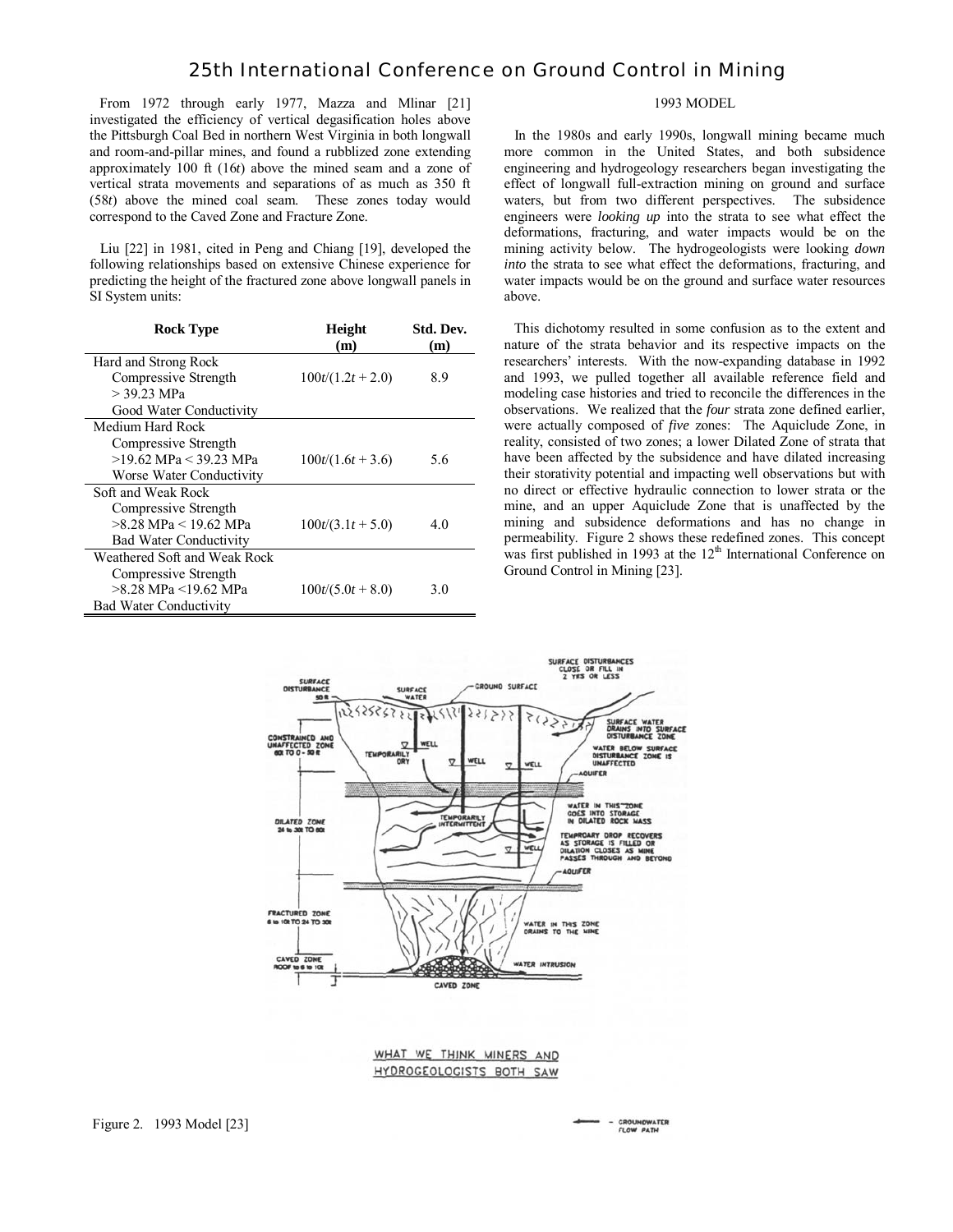From 1972 through early 1977, Mazza and Mlinar [21] investigated the efficiency of vertical degasification holes above the Pittsburgh Coal Bed in northern West Virginia in both longwall and room-and-pillar mines, and found a rubblized zone extending approximately 100 ft (16*t*) above the mined seam and a zone of vertical strata movements and separations of as much as 350 ft (58*t*) above the mined coal seam. These zones today would correspond to the Caved Zone and Fracture Zone.

Liu [22] in 1981, cited in Peng and Chiang [19], developed the following relationships based on extensive Chinese experience for predicting the height of the fractured zone above longwall panels in SI System units:

| Rock Type | Height (m) | Std. Dev. (m) |
|---|---|---|
| Hard and Strong Rock<br>Compressive Strength<br>> 39.23 MPa<br>Good Water Conductivity | $100t/(1.2t + 2.0)$ | 8.9 |
| Medium Hard Rock<br>Compressive Strength<br>>19.62 MPa < 39.23 MPa<br>Worse Water Conductivity | $100t/(1.6t + 3.6)$ | 5.6 |
| Soft and Weak Rock<br>Compressive Strength<br>>8.28 MPa < 19.62 MPa<br>Bad Water Conductivity | $100t/(3.1t + 5.0)$ | 4.0 |
| Weathered Soft and Weak Rock<br>Compressive Strength<br>>8.28 MPa <19.62 MPa<br>Bad Water Conductivity | $100t/(5.0t + 8.0)$ | 3.0 |

## 1993 MODEL

In the 1980s and early 1990s, longwall mining became much more common in the United States, and both subsidence engineering and hydrogeology researchers began investigating the effect of longwall full-extraction mining on ground and surface waters, but from two different perspectives. The subsidence engineers were *looking up* into the strata to see what effect the deformations, fracturing, and water impacts would be on the mining activity below. The hydrogeologists were looking *down into* the strata to see what effect the deformations, fracturing, and water impacts would be on the ground and surface water resources above.

This dichotomy resulted in some confusion as to the extent and nature of the strata behavior and its respective impacts on the researchers' interests. With the now-expanding database in 1992 and 1993, we pulled together all available reference field and modeling case histories and tried to reconcile the differences in the observations. We realized that the *four* strata zone defined earlier, were actually composed of *five* zones: The Aquiclude Zone, in reality, consisted of two zones; a lower Dilated Zone of strata that have been affected by the subsidence and have dilated increasing their storativity potential and impacting well observations but with no direct or effective hydraulic connection to lower strata or the mine, and an upper Aquiclude Zone that is unaffected by the mining and subsidence deformations and has no change in permeability. Figure 2 shows these redefined zones. This concept was first published in 1993 at the 12th International Conference on Ground Control in Mining [23].

Figure 2. 1993 Model [23]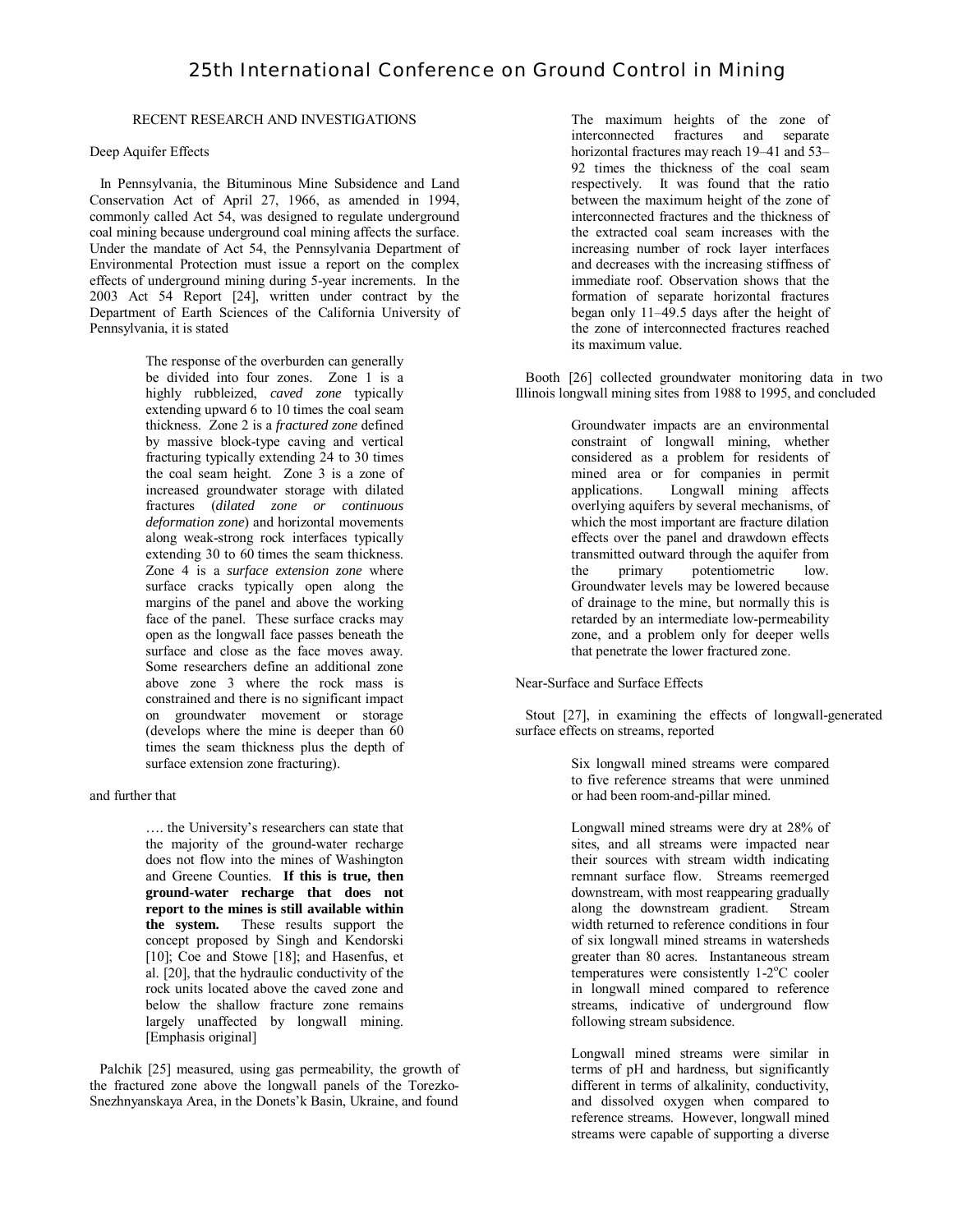## RECENT RESEARCH AND INVESTIGATIONS

### Deep Aquifer Effects

In Pennsylvania, the Bituminous Mine Subsidence and Land Conservation Act of April 27, 1966, as amended in 1994, commonly called Act 54, was designed to regulate underground coal mining because underground coal mining affects the surface. Under the mandate of Act 54, the Pennsylvania Department of Environmental Protection must issue a report on the complex effects of underground mining during 5-year increments. In the 2003 Act 54 Report [24], written under contract by the Department of Earth Sciences of the California University of Pennsylvania, it is stated

> The response of the overburden can generally be divided into four zones. Zone 1 is a highly rubbleized, *caved zone* typically extending upward 6 to 10 times the coal seam thickness. Zone 2 is a *fractured zone* defined by massive block-type caving and vertical fracturing typically extending 24 to 30 times the coal seam height. Zone 3 is a zone of increased groundwater storage with dilated fractures (*dilated zone or continuous deformation zone*) and horizontal movements along weak-strong rock interfaces typically extending 30 to 60 times the seam thickness. Zone 4 is a *surface extension zone* where surface cracks typically open along the margins of the panel and above the working face of the panel. These surface cracks may open as the longwall face passes beneath the surface and close as the face moves away. Some researchers define an additional zone above zone 3 where the rock mass is constrained and there is no significant impact on groundwater movement or storage (develops where the mine is deeper than 60 times the seam thickness plus the depth of surface extension zone fracturing).

and further that

> …. the University's researchers can state that the majority of the ground-water recharge does not flow into the mines of Washington and Greene Counties. **If this is true, then ground-water recharge that does not report to the mines is still available within the system.** These results support the concept proposed by Singh and Kendorski [10]; Coe and Stowe [18]; and Hasenfus, et al. [20], that the hydraulic conductivity of the rock units located above the caved zone and below the shallow fracture zone remains largely unaffected by longwall mining. [Emphasis original]

Palchik [25] measured, using gas permeability, the growth of the fractured zone above the longwall panels of the Torezko-Snezhnyanskaya Area, in the Donets'k Basin, Ukraine, and found

> The maximum heights of the zone of interconnected fractures and separate horizontal fractures may reach 19–41 and 53–92 times the thickness of the coal seam respectively. It was found that the ratio between the maximum height of the zone of interconnected fractures and the thickness of the extracted coal seam increases with the increasing number of rock layer interfaces and decreases with the increasing stiffness of immediate roof. Observation shows that the formation of separate horizontal fractures began only 11–49.5 days after the height of the zone of interconnected fractures reached its maximum value.

Booth [26] collected groundwater monitoring data in two Illinois longwall mining sites from 1988 to 1995, and concluded

> Groundwater impacts are an environmental constraint of longwall mining, whether considered as a problem for residents of mined area or for companies in permit applications. Longwall mining affects overlying aquifers by several mechanisms, of which the most important are fracture dilation effects over the panel and drawdown effects transmitted outward through the aquifer from the primary potentiometric low. Groundwater levels may be lowered because of drainage to the mine, but normally this is retarded by an intermediate low-permeability zone, and a problem only for deeper wells that penetrate the lower fractured zone.

### Near-Surface and Surface Effects

Stout [27], in examining the effects of longwall-generated surface effects on streams, reported

> Six longwall mined streams were compared to five reference streams that were unmined or had been room-and-pillar mined.
>
> Longwall mined streams were dry at 28% of sites, and all streams were impacted near their sources with stream width indicating remnant surface flow. Streams reemerged downstream, with most reappearing gradually along the downstream gradient. Stream width returned to reference conditions in four of six longwall mined streams in watersheds greater than 80 acres. Instantaneous stream temperatures were consistently 1-2$^{o}$C cooler in longwall mined compared to reference streams, indicative of underground flow following stream subsidence.
>
> Longwall mined streams were similar in terms of pH and hardness, but significantly different in terms of alkalinity, conductivity, and dissolved oxygen when compared to reference streams. However, longwall mined streams were capable of supporting a diverse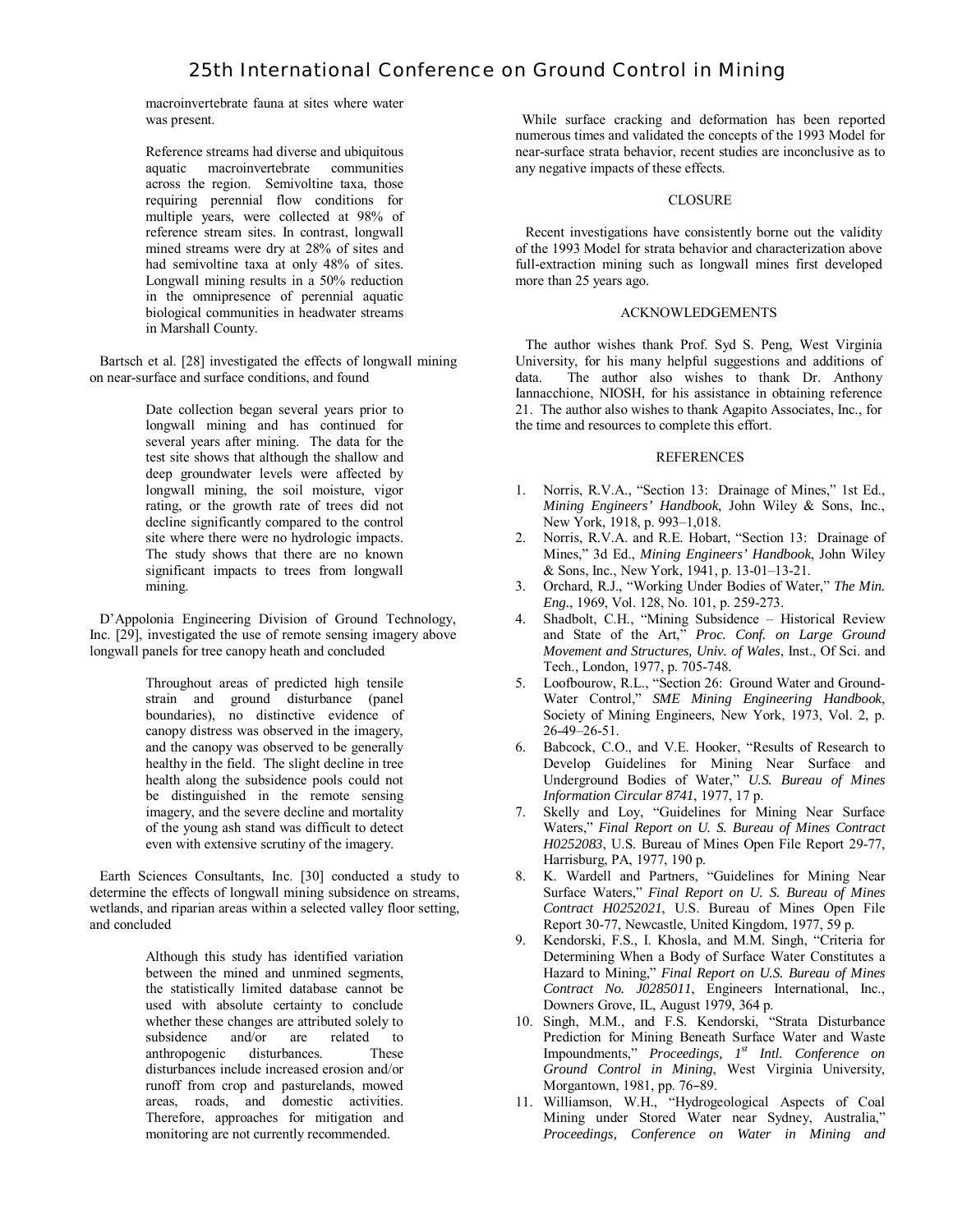> macroinvertebrate fauna at sites where water was present.
>
> Reference streams had diverse and ubiquitous aquatic macroinvertebrate communities across the region. Semivoltine taxa, those requiring perennial flow conditions for multiple years, were collected at 98% of reference stream sites. In contrast, longwall mined streams were dry at 28% of sites and had semivoltine taxa at only 48% of sites. Longwall mining results in a 50% reduction in the omnipresence of perennial aquatic biological communities in headwater streams in Marshall County.

Bartsch et al. [28] investigated the effects of longwall mining on near-surface and surface conditions, and found

> Date collection began several years prior to longwall mining and has continued for several years after mining. The data for the test site shows that although the shallow and deep groundwater levels were affected by longwall mining, the soil moisture, vigor rating, or the growth rate of trees did not decline significantly compared to the control site where there were no hydrologic impacts. The study shows that there are no known significant impacts to trees from longwall mining.

D'Appolonia Engineering Division of Ground Technology, Inc. [29], investigated the use of remote sensing imagery above longwall panels for tree canopy heath and concluded

> Throughout areas of predicted high tensile strain and ground disturbance (panel boundaries), no distinctive evidence of canopy distress was observed in the imagery, and the canopy was observed to be generally healthy in the field. The slight decline in tree health along the subsidence pools could not be distinguished in the remote sensing imagery, and the severe decline and mortality of the young ash stand was difficult to detect even with extensive scrutiny of the imagery.

Earth Sciences Consultants, Inc. [30] conducted a study to determine the effects of longwall mining subsidence on streams, wetlands, and riparian areas within a selected valley floor setting, and concluded

> Although this study has identified variation between the mined and unmined segments, the statistically limited database cannot be used with absolute certainty to conclude whether these changes are attributed solely to subsidence and/or are related to anthropogenic disturbances. These disturbances include increased erosion and/or runoff from crop and pasturelands, mowed areas, roads, and domestic activities. Therefore, approaches for mitigation and monitoring are not currently recommended.

While surface cracking and deformation has been reported numerous times and validated the concepts of the 1993 Model for near-surface strata behavior, recent studies are inconclusive as to any negative impacts of these effects.

## CLOSURE

Recent investigations have consistently borne out the validity of the 1993 Model for strata behavior and characterization above full-extraction mining such as longwall mines first developed more than 25 years ago.

## ACKNOWLEDGEMENTS

The author wishes thank Prof. Syd S. Peng, West Virginia University, for his many helpful suggestions and additions of data. The author also wishes to thank Dr. Anthony Iannacchione, NIOSH, for his assistance in obtaining reference 21. The author also wishes to thank Agapito Associates, Inc., for the time and resources to complete this effort.

## REFERENCES

1. Norris, R.V.A., "Section 13: Drainage of Mines," 1st Ed., *Mining Engineers' Handbook*, John Wiley & Sons, Inc., New York, 1918, p. 993–1,018.
2. Norris, R.V.A. and R.E. Hobart, "Section 13: Drainage of Mines," 3d Ed., *Mining Engineers' Handbook*, John Wiley & Sons, Inc., New York, 1941, p. 13-01–13-21.
3. Orchard, R.J., "Working Under Bodies of Water," *The Min. Eng.*, 1969, Vol. 128, No. 101, p. 259-273.
4. Shadbolt, C.H., "Mining Subsidence – Historical Review and State of the Art," *Proc. Conf. on Large Ground Movement and Structures, Univ. of Wales*, Inst., Of Sci. and Tech., London, 1977, p. 705-748.
5. Loofbourow, R.L., "Section 26: Ground Water and Ground-Water Control," *SME Mining Engineering Handbook*, Society of Mining Engineers, New York, 1973, Vol. 2, p. 26-49–26-51.
6. Babcock, C.O., and V.E. Hooker, "Results of Research to Develop Guidelines for Mining Near Surface and Underground Bodies of Water," *U.S. Bureau of Mines Information Circular 8741*, 1977, 17 p.
7. Skelly and Loy, "Guidelines for Mining Near Surface Waters," *Final Report on U. S. Bureau of Mines Contract H0252083*, U.S. Bureau of Mines Open File Report 29-77, Harrisburg, PA, 1977, 190 p.
8. K. Wardell and Partners, "Guidelines for Mining Near Surface Waters," *Final Report on U. S. Bureau of Mines Contract H0252021*, U.S. Bureau of Mines Open File Report 30-77, Newcastle, United Kingdom, 1977, 59 p.
9. Kendorski, F.S., I. Khosla, and M.M. Singh, "Criteria for Determining When a Body of Surface Water Constitutes a Hazard to Mining," *Final Report on U.S. Bureau of Mines Contract No. J0285011*, Engineers International, Inc., Downers Grove, IL, August 1979, 364 p.
10. Singh, M.M., and F.S. Kendorski, "Strata Disturbance Prediction for Mining Beneath Surface Water and Waste Impoundments," *Proceedings, 1st Intl. Conference on Ground Control in Mining*, West Virginia University, Morgantown, 1981, pp. 76–89.
11. Williamson, W.H., "Hydrogeological Aspects of Coal Mining under Stored Water near Sydney, Australia," *Proceedings, Conference on Water in Mining and*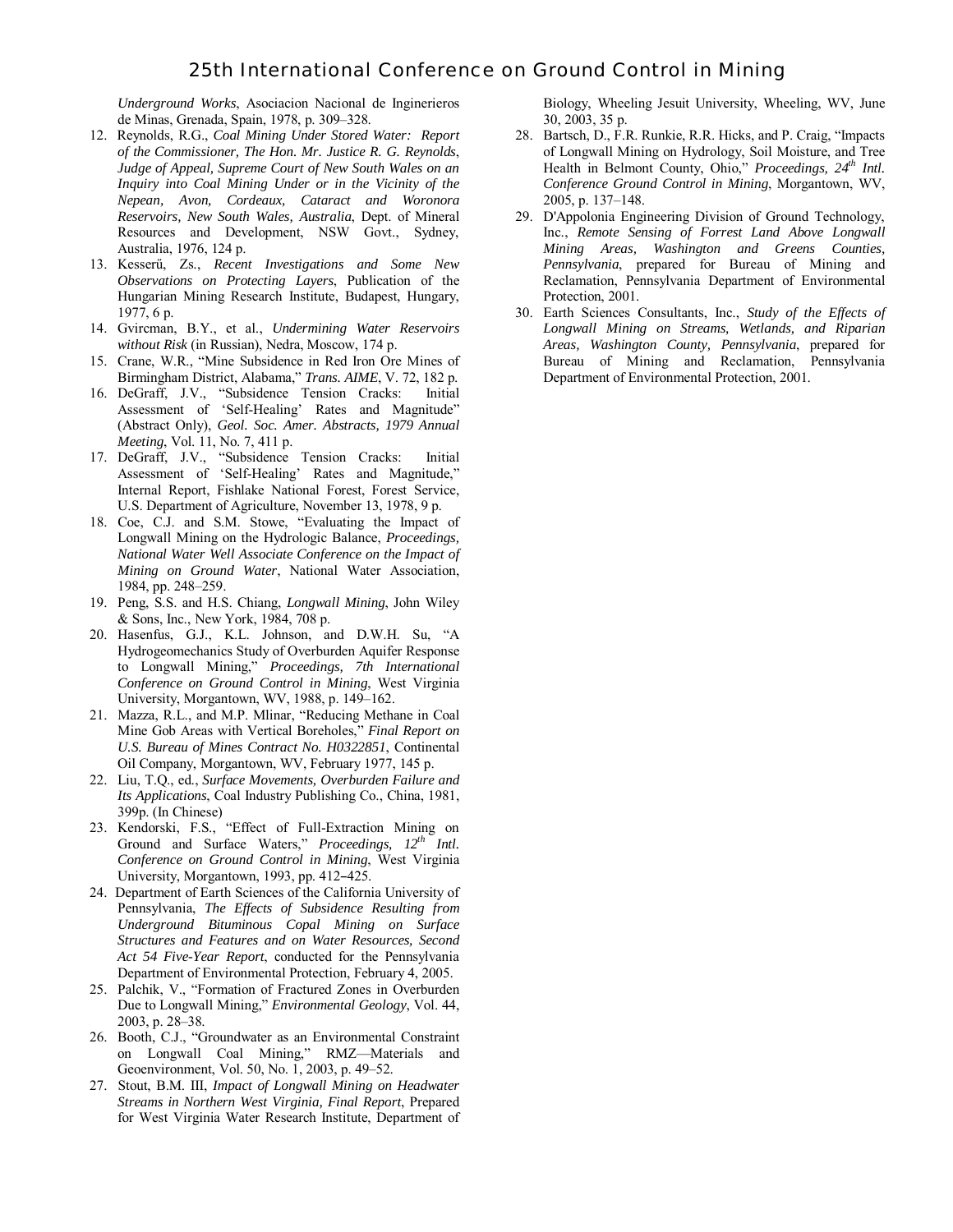*Underground Works*, Asociacion Nacional de Inginerieros de Minas, Grenada, Spain, 1978, p. 309–328.

12. Reynolds, R.G., *Coal Mining Under Stored Water: Report of the Commissioner, The Hon. Mr. Justice R. G. Reynolds, Judge of Appeal, Supreme Court of New South Wales on an Inquiry into Coal Mining Under or in the Vicinity of the Nepean, Avon, Cordeaux, Cataract and Woronora Reservoirs, New South Wales, Australia*, Dept. of Mineral Resources and Development, NSW Govt., Sydney, Australia, 1976, 124 p.
13. Kesserű, Zs., *Recent Investigations and Some New Observations on Protecting Layers*, Publication of the Hungarian Mining Research Institute, Budapest, Hungary, 1977, 6 p.
14. Gvircman, B.Y., et al., *Undermining Water Reservoirs without Risk* (in Russian), Nedra, Moscow, 174 p.
15. Crane, W.R., "Mine Subsidence in Red Iron Ore Mines of Birmingham District, Alabama," *Trans. AIME*, V. 72, 182 p.
16. DeGraff, J.V., "Subsidence Tension Cracks: Initial Assessment of 'Self-Healing' Rates and Magnitude" (Abstract Only), *Geol. Soc. Amer. Abstracts, 1979 Annual Meeting*, Vol. 11, No. 7, 411 p.
17. DeGraff, J.V., "Subsidence Tension Cracks: Initial Assessment of 'Self-Healing' Rates and Magnitude," Internal Report, Fishlake National Forest, Forest Service, U.S. Department of Agriculture, November 13, 1978, 9 p.
18. Coe, C.J. and S.M. Stowe, "Evaluating the Impact of Longwall Mining on the Hydrologic Balance, *Proceedings, National Water Well Associate Conference on the Impact of Mining on Ground Water*, National Water Association, 1984, pp. 248–259.
19. Peng, S.S. and H.S. Chiang, *Longwall Mining*, John Wiley & Sons, Inc., New York, 1984, 708 p.
20. Hasenfus, G.J., K.L. Johnson, and D.W.H. Su, "A Hydrogeomechanics Study of Overburden Aquifer Response to Longwall Mining," *Proceedings, 7th International Conference on Ground Control in Mining*, West Virginia University, Morgantown, WV, 1988, p. 149–162.
21. Mazza, R.L., and M.P. Mlinar, "Reducing Methane in Coal Mine Gob Areas with Vertical Boreholes," *Final Report on U.S. Bureau of Mines Contract No. H0322851*, Continental Oil Company, Morgantown, WV, February 1977, 145 p.
22. Liu, T.Q., ed., *Surface Movements, Overburden Failure and Its Applications*, Coal Industry Publishing Co., China, 1981, 399p. (In Chinese)
23. Kendorski, F.S., "Effect of Full-Extraction Mining on Ground and Surface Waters," *Proceedings, 12th Intl. Conference on Ground Control in Mining*, West Virginia University, Morgantown, 1993, pp. 412–425.
24. Department of Earth Sciences of the California University of Pennsylvania, *The Effects of Subsidence Resulting from Underground Bituminous Copal Mining on Surface Structures and Features and on Water Resources, Second Act 54 Five-Year Report*, conducted for the Pennsylvania Department of Environmental Protection, February 4, 2005.
25. Palchik, V., "Formation of Fractured Zones in Overburden Due to Longwall Mining," *Environmental Geology*, Vol. 44, 2003, p. 28–38.
26. Booth, C.J., "Groundwater as an Environmental Constraint on Longwall Coal Mining," RMZ—Materials and Geoenvironment, Vol. 50, No. 1, 2003, p. 49–52.
27. Stout, B.M. III, *Impact of Longwall Mining on Headwater Streams in Northern West Virginia, Final Report*, Prepared for West Virginia Water Research Institute, Department of Biology, Wheeling Jesuit University, Wheeling, WV, June 30, 2003, 35 p.
28. Bartsch, D., F.R. Runkie, R.R. Hicks, and P. Craig, "Impacts of Longwall Mining on Hydrology, Soil Moisture, and Tree Health in Belmont County, Ohio," *Proceedings, 24th Intl. Conference Ground Control in Mining*, Morgantown, WV, 2005, p. 137–148.
29. D'Appolonia Engineering Division of Ground Technology, Inc., *Remote Sensing of Forrest Land Above Longwall Mining Areas, Washington and Greens Counties, Pennsylvania*, prepared for Bureau of Mining and Reclamation, Pennsylvania Department of Environmental Protection, 2001.
30. Earth Sciences Consultants, Inc., *Study of the Effects of Longwall Mining on Streams, Wetlands, and Riparian Areas, Washington County, Pennsylvania*, prepared for Bureau of Mining and Reclamation, Pennsylvania Department of Environmental Protection, 2001.